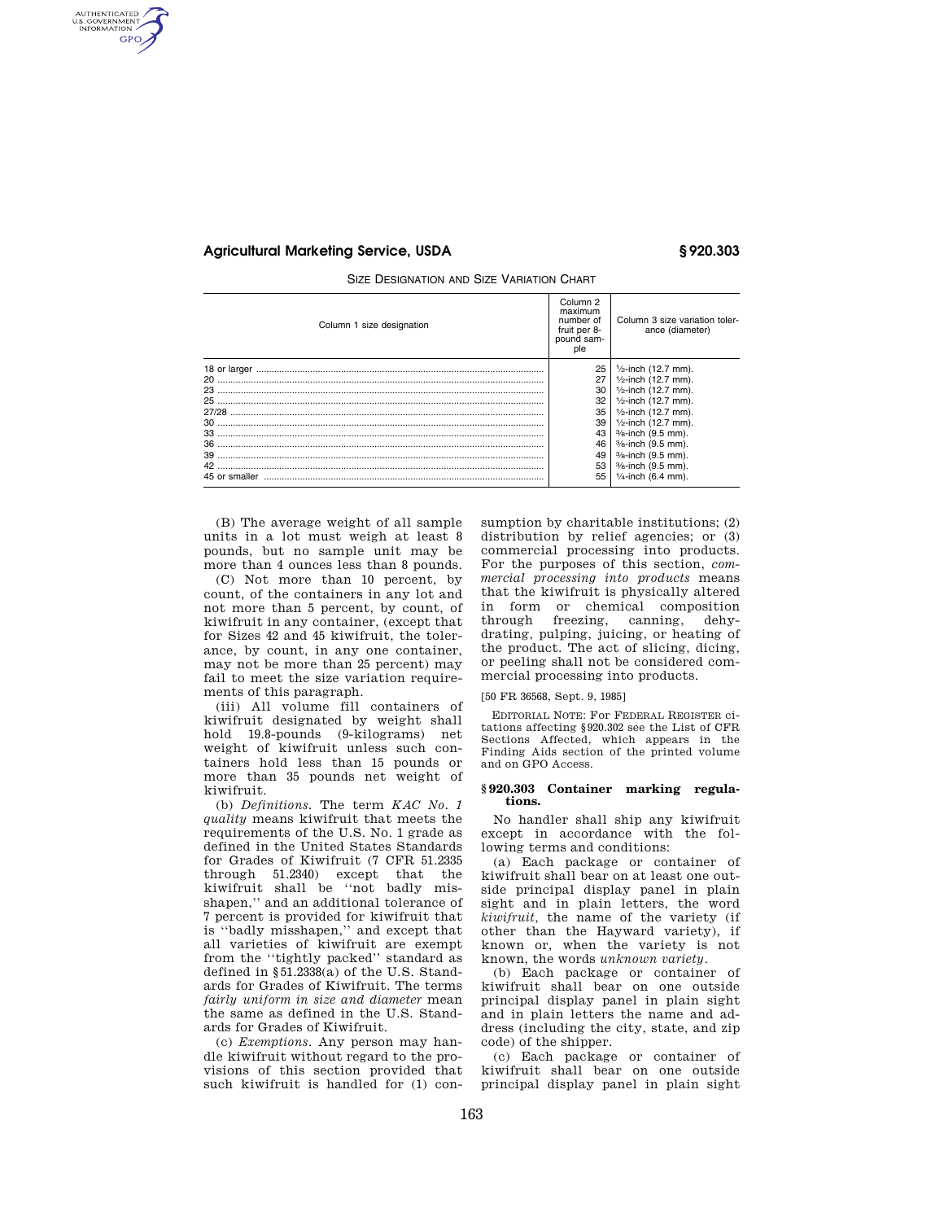SIZE DESIGNATION AND SIZE VARIATION CHART

| Column 1 size designation | Column 2 maximum number of fruit per 8-pound sample | Column 3 size variation tolerance (diameter) |
|---|---|---|
| 18 or larger | 25 | ½-inch (12.7 mm). |
| 20 | 27 | ½-inch (12.7 mm). |
| 23 | 30 | ½-inch (12.7 mm). |
| 25 | 32 | ½-inch (12.7 mm). |
| 27/28 | 35 | ½-inch (12.7 mm). |
| 30 | 39 | ½-inch (12.7 mm). |
| 33 | 43 | ⅜-inch (9.5 mm). |
| 36 | 46 | ⅜-inch (9.5 mm). |
| 39 | 49 | ⅜-inch (9.5 mm). |
| 42 | 53 | ⅜-inch (9.5 mm). |
| 45 or smaller | 55 | ¼-inch (6.4 mm). |

(B) The average weight of all sample units in a lot must weigh at least 8 pounds, but no sample unit may be more than 4 ounces less than 8 pounds.

(C) Not more than 10 percent, by count, of the containers in any lot and not more than 5 percent, by count, of kiwifruit in any container, (except that for Sizes 42 and 45 kiwifruit, the tolerance, by count, in any one container, may not be more than 25 percent) may fail to meet the size variation requirements of this paragraph.

(iii) All volume fill containers of kiwifruit designated by weight shall hold 19.8-pounds (9-kilograms) net weight of kiwifruit unless such containers hold less than 15 pounds or more than 35 pounds net weight of kiwifruit.

(b) *Definitions.* The term *KAC No. 1 quality* means kiwifruit that meets the requirements of the U.S. No. 1 grade as defined in the United States Standards for Grades of Kiwifruit (7 CFR 51.2335 through 51.2340) except that the kiwifruit shall be "not badly misshapen," and an additional tolerance of 7 percent is provided for kiwifruit that is "badly misshapen," and except that all varieties of kiwifruit are exempt from the "tightly packed" standard as defined in §51.2338(a) of the U.S. Standards for Grades of Kiwifruit. The terms *fairly uniform in size and diameter* mean the same as defined in the U.S. Standards for Grades of Kiwifruit.

(c) *Exemptions.* Any person may handle kiwifruit without regard to the provisions of this section provided that such kiwifruit is handled for (1) consumption by charitable institutions; (2) distribution by relief agencies; or (3) commercial processing into products. For the purposes of this section, *commercial processing into products* means that the kiwifruit is physically altered in form or chemical composition through freezing, canning, dehydrating, pulping, juicing, or heating of the product. The act of slicing, dicing, or peeling shall not be considered commercial processing into products.

[50 FR 36568, Sept. 9, 1985]

EDITORIAL NOTE: For FEDERAL REGISTER citations affecting §920.302 see the List of CFR Sections Affected, which appears in the Finding Aids section of the printed volume and on GPO Access.

## §920.303 Container marking regulations.

No handler shall ship any kiwifruit except in accordance with the following terms and conditions:

(a) Each package or container of kiwifruit shall bear on at least one outside principal display panel in plain sight and in plain letters, the word *kiwifruit,* the name of the variety (if other than the Hayward variety), if known or, when the variety is not known, the words *unknown variety.*

(b) Each package or container of kiwifruit shall bear on one outside principal display panel in plain sight and in plain letters the name and address (including the city, state, and zip code) of the shipper.

(c) Each package or container of kiwifruit shall bear on one outside principal display panel in plain sight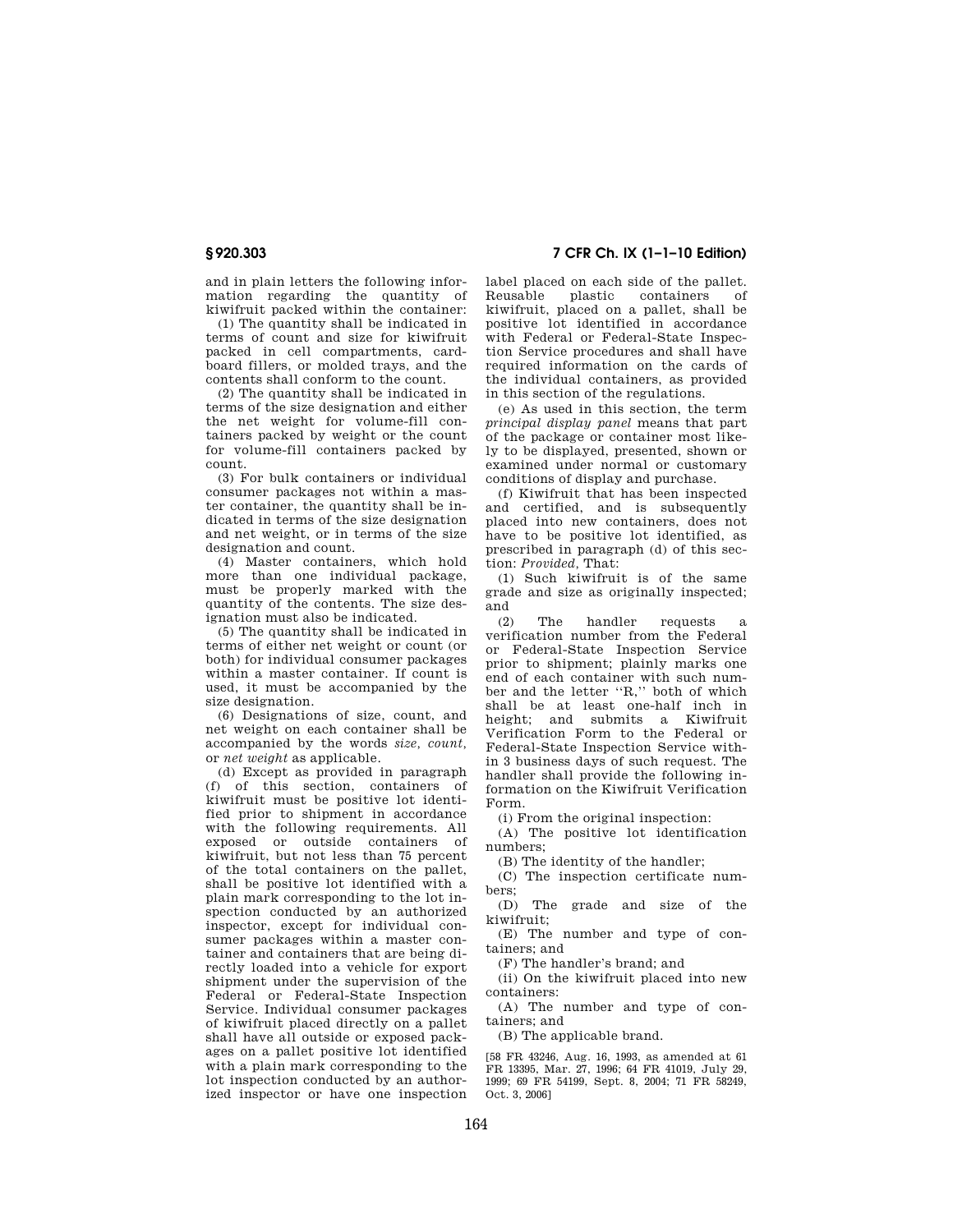and in plain letters the following information regarding the quantity of kiwifruit packed within the container:

(1) The quantity shall be indicated in terms of count and size for kiwifruit packed in cell compartments, cardboard fillers, or molded trays, and the contents shall conform to the count.

(2) The quantity shall be indicated in terms of the size designation and either the net weight for volume-fill containers packed by weight or the count for volume-fill containers packed by count.

(3) For bulk containers or individual consumer packages not within a master container, the quantity shall be indicated in terms of the size designation and net weight, or in terms of the size designation and count.

(4) Master containers, which hold more than one individual package, must be properly marked with the quantity of the contents. The size designation must also be indicated.

(5) The quantity shall be indicated in terms of either net weight or count (or both) for individual consumer packages within a master container. If count is used, it must be accompanied by the size designation.

(6) Designations of size, count, and net weight on each container shall be accompanied by the words *size, count,* or *net weight* as applicable.

(d) Except as provided in paragraph (f) of this section, containers of kiwifruit must be positive lot identified prior to shipment in accordance with the following requirements. All exposed or outside containers of kiwifruit, but not less than 75 percent of the total containers on the pallet, shall be positive lot identified with a plain mark corresponding to the lot inspection conducted by an authorized inspector, except for individual consumer packages within a master container and containers that are being directly loaded into a vehicle for export shipment under the supervision of the Federal or Federal-State Inspection Service. Individual consumer packages of kiwifruit placed directly on a pallet shall have all outside or exposed packages on a pallet positive lot identified with a plain mark corresponding to the lot inspection conducted by an authorized inspector or have one inspection label placed on each side of the pallet. Reusable plastic containers of kiwifruit, placed on a pallet, shall be positive lot identified in accordance with Federal or Federal-State Inspection Service procedures and shall have required information on the cards of the individual containers, as provided in this section of the regulations.

(e) As used in this section, the term *principal display panel* means that part of the package or container most likely to be displayed, presented, shown or examined under normal or customary conditions of display and purchase.

(f) Kiwifruit that has been inspected and certified, and is subsequently placed into new containers, does not have to be positive lot identified, as prescribed in paragraph (d) of this section: *Provided,* That:

(1) Such kiwifruit is of the same grade and size as originally inspected; and

(2) The handler requests a verification number from the Federal or Federal-State Inspection Service prior to shipment; plainly marks one end of each container with such number and the letter "R," both of which shall be at least one-half inch in height; and submits a Kiwifruit Verification Form to the Federal or Federal-State Inspection Service within 3 business days of such request. The handler shall provide the following information on the Kiwifruit Verification Form.

(i) From the original inspection:

(A) The positive lot identification numbers;

(B) The identity of the handler;

(C) The inspection certificate numbers;

(D) The grade and size of the kiwifruit;

(E) The number and type of containers; and

(F) The handler's brand; and

(ii) On the kiwifruit placed into new containers:

(A) The number and type of containers; and

(B) The applicable brand.

[58 FR 43246, Aug. 16, 1993, as amended at 61 FR 13395, Mar. 27, 1996; 64 FR 41019, July 29, 1999; 69 FR 54199, Sept. 8, 2004; 71 FR 58249, Oct. 3, 2006]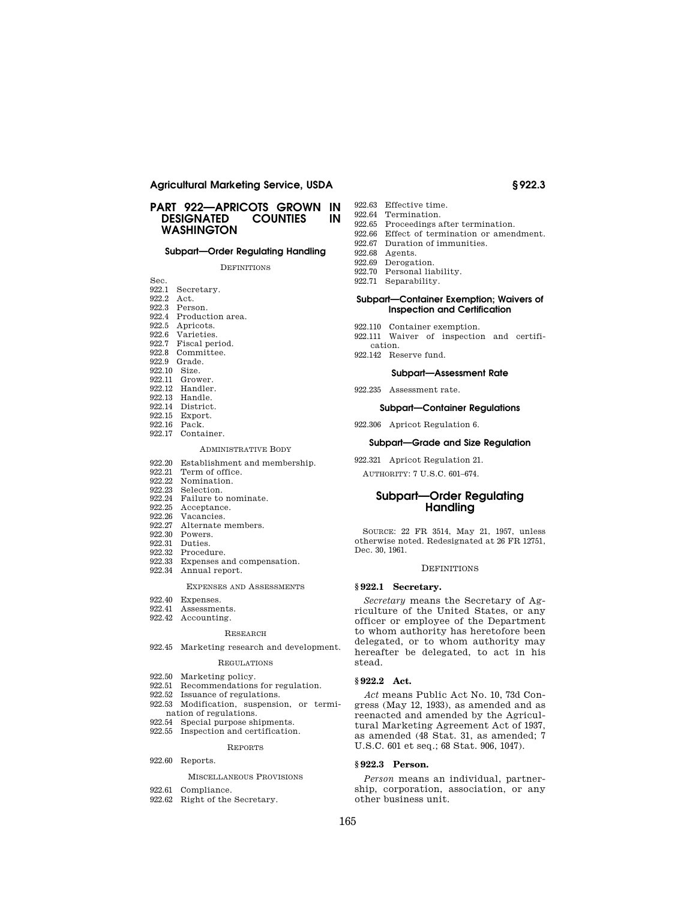# PART 922—APRICOTS GROWN IN DESIGNATED COUNTIES IN WASHINGTON

## Subpart—Order Regulating Handling

DEFINITIONS

Sec.
922.1 Secretary.
922.2 Act.
922.3 Person.
922.4 Production area.
922.5 Apricots.
922.6 Varieties.
922.7 Fiscal period.
922.8 Committee.
922.9 Grade.
922.10 Size.
922.11 Grower.
922.12 Handler.
922.13 Handle.
922.14 District.
922.15 Export.
922.16 Pack.
922.17 Container.

ADMINISTRATIVE BODY

922.20 Establishment and membership.
922.21 Term of office.
922.22 Nomination.
922.23 Selection.
922.24 Failure to nominate.
922.25 Acceptance.
922.26 Vacancies.
922.27 Alternate members.
922.30 Powers.
922.31 Duties.
922.32 Procedure.
922.33 Expenses and compensation.
922.34 Annual report.

EXPENSES AND ASSESSMENTS

922.40 Expenses.
922.41 Assessments.
922.42 Accounting.

RESEARCH

922.45 Marketing research and development.

REGULATIONS

922.50 Marketing policy.
922.51 Recommendations for regulation.
922.52 Issuance of regulations.
922.53 Modification, suspension, or termination of regulations.
922.54 Special purpose shipments.
922.55 Inspection and certification.

REPORTS

922.60 Reports.

MISCELLANEOUS PROVISIONS

922.61 Compliance.
922.62 Right of the Secretary.
922.63 Effective time.
922.64 Termination.
922.65 Proceedings after termination.
922.66 Effect of termination or amendment.
922.67 Duration of immunities.
922.68 Agents.
922.69 Derogation.
922.70 Personal liability.
922.71 Separability.

## Subpart—Container Exemption; Waivers of Inspection and Certification

922.110 Container exemption.
922.111 Waiver of inspection and certification.
922.142 Reserve fund.

## Subpart—Assessment Rate

922.235 Assessment rate.

## Subpart—Container Regulations

922.306 Apricot Regulation 6.

## Subpart—Grade and Size Regulation

922.321 Apricot Regulation 21.

AUTHORITY: 7 U.S.C. 601–674.

## Subpart—Order Regulating Handling

SOURCE: 22 FR 3514, May 21, 1957, unless otherwise noted. Redesignated at 26 FR 12751, Dec. 30, 1961.

DEFINITIONS

### § 922.1 Secretary.

*Secretary* means the Secretary of Agriculture of the United States, or any officer or employee of the Department to whom authority has heretofore been delegated, or to whom authority may hereafter be delegated, to act in his stead.

### § 922.2 Act.

*Act* means Public Act No. 10, 73d Congress (May 12, 1933), as amended and as reenacted and amended by the Agricultural Marketing Agreement Act of 1937, as amended (48 Stat. 31, as amended; 7 U.S.C. 601 et seq.; 68 Stat. 906, 1047).

### § 922.3 Person.

*Person* means an individual, partnership, corporation, association, or any other business unit.